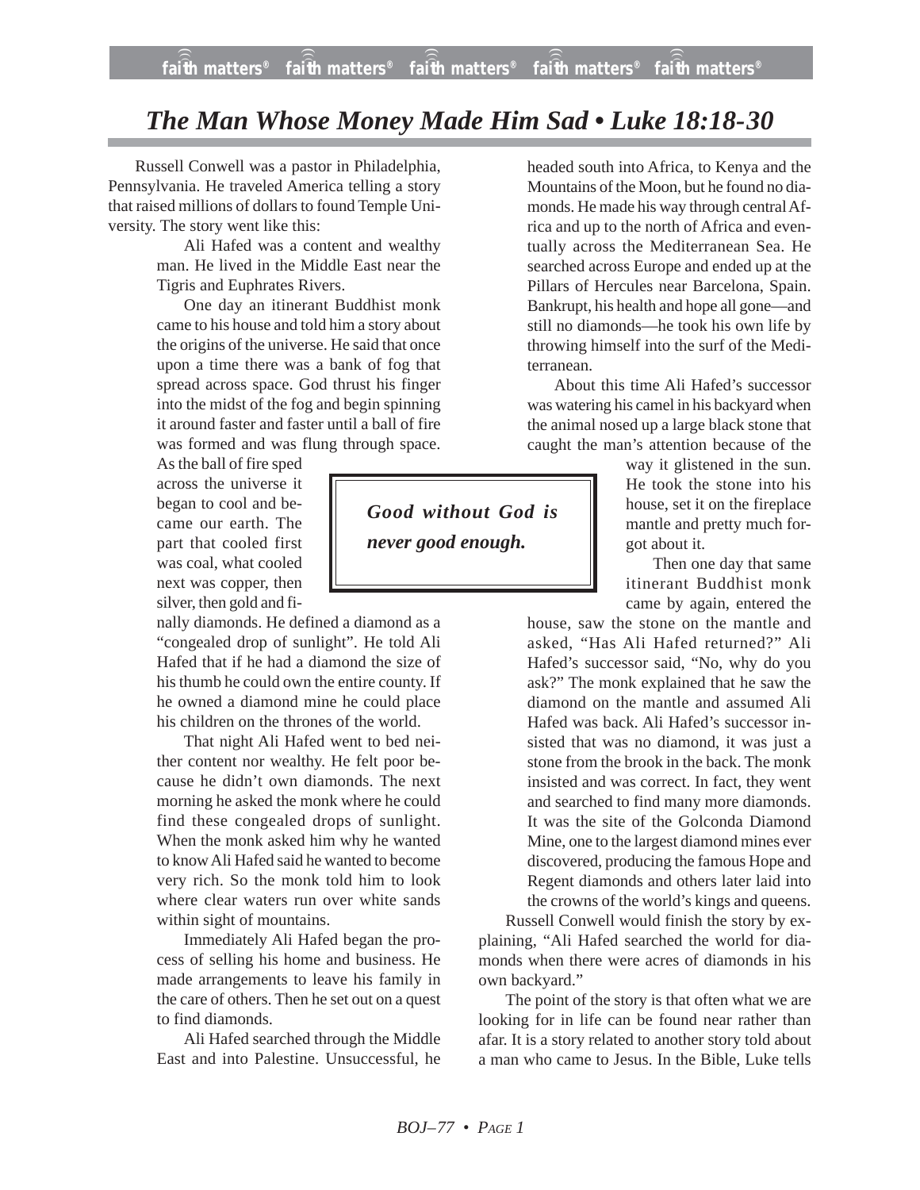# The Man Whose Money Made Him Sad • Luke 18:18-30

Russell Conwell was a pastor in Philadelphia, Pennsylvania. He traveled America telling a story that raised millions of dollars to found Temple University. The story went like this:

> Ali Hafed was a content and wealthy man. He lived in the Middle East near the Tigris and Euphrates Rivers.
>
> One day an itinerant Buddhist monk came to his house and told him a story about the origins of the universe. He said that once upon a time there was a bank of fog that spread across space. God thrust his finger into the midst of the fog and begin spinning it around faster and faster until a ball of fire was formed and was flung through space. As the ball of fire sped across the universe it began to cool and became our earth. The part that cooled first was coal, what cooled next was copper, then silver, then gold and finally diamonds. He defined a diamond as a "congealed drop of sunlight". He told Ali Hafed that if he had a diamond the size of his thumb he could own the entire county. If he owned a diamond mine he could place his children on the thrones of the world.
>
> That night Ali Hafed went to bed neither content nor wealthy. He felt poor because he didn't own diamonds. The next morning he asked the monk where he could find these congealed drops of sunlight. When the monk asked him why he wanted to know Ali Hafed said he wanted to become very rich. So the monk told him to look where clear waters run over white sands within sight of mountains.
>
> Immediately Ali Hafed began the process of selling his home and business. He made arrangements to leave his family in the care of others. Then he set out on a quest to find diamonds.
>
> Ali Hafed searched through the Middle East and into Palestine. Unsuccessful, he headed south into Africa, to Kenya and the Mountains of the Moon, but he found no diamonds. He made his way through central Africa and up to the north of Africa and eventually across the Mediterranean Sea. He searched across Europe and ended up at the Pillars of Hercules near Barcelona, Spain. Bankrupt, his health and hope all gone—and still no diamonds—he took his own life by throwing himself into the surf of the Mediterranean.
>
> About this time Ali Hafed's successor was watering his camel in his backyard when the animal nosed up a large black stone that caught the man's attention because of the way it glistened in the sun. He took the stone into his house, set it on the fireplace mantle and pretty much forgot about it.
>
> Then one day that same itinerant Buddhist monk came by again, entered the house, saw the stone on the mantle and asked, "Has Ali Hafed returned?" Ali Hafed's successor said, "No, why do you ask?" The monk explained that he saw the diamond on the mantle and assumed Ali Hafed was back. Ali Hafed's successor insisted that was no diamond, it was just a stone from the brook in the back. The monk insisted and was correct. In fact, they went and searched to find many more diamonds. It was the site of the Golconda Diamond Mine, one to the largest diamond mines ever discovered, producing the famous Hope and Regent diamonds and others later laid into the crowns of the world's kings and queens.

*Good without God is never good enough.*

Russell Conwell would finish the story by explaining, "Ali Hafed searched the world for diamonds when there were acres of diamonds in his own backyard."

The point of the story is that often what we are looking for in life can be found near rather than afar. It is a story related to another story told about a man who came to Jesus. In the Bible, Luke tells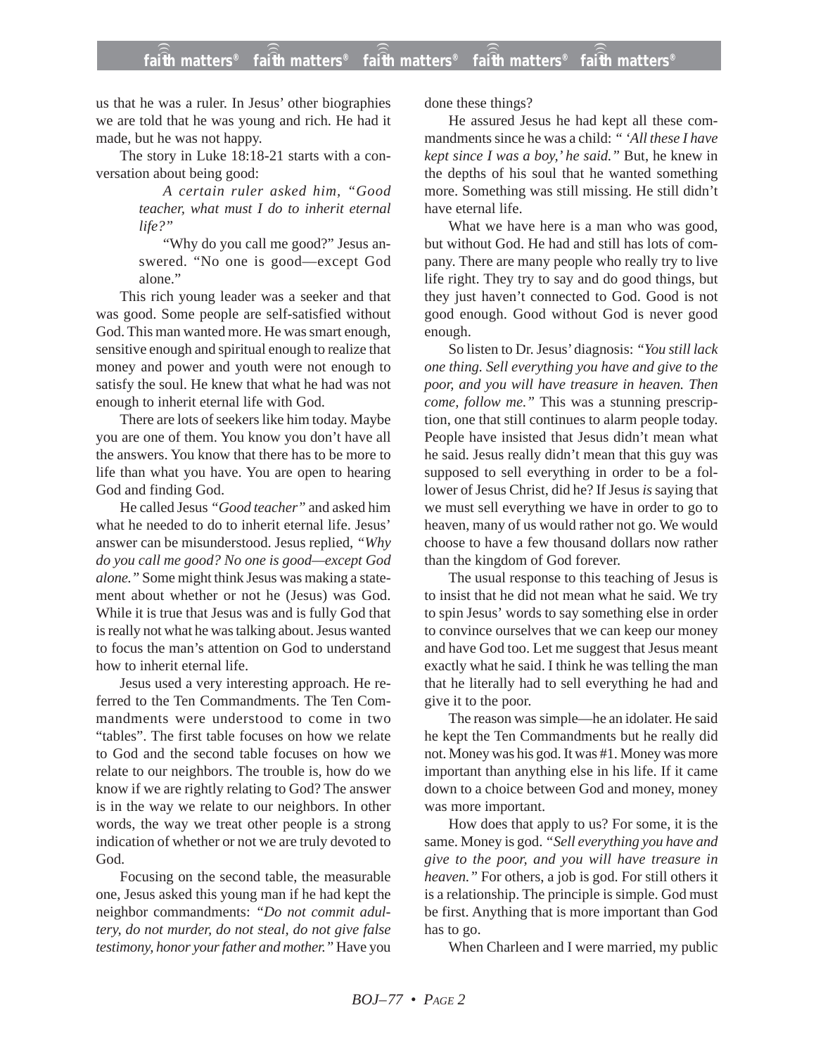us that he was a ruler. In Jesus' other biographies we are told that he was young and rich. He had it made, but he was not happy.

The story in Luke 18:18-21 starts with a conversation about being good:

> *A certain ruler asked him, "Good teacher, what must I do to inherit eternal life?"*
>
> "Why do you call me good?" Jesus answered. "No one is good—except God alone."

This rich young leader was a seeker and that was good. Some people are self-satisfied without God. This man wanted more. He was smart enough, sensitive enough and spiritual enough to realize that money and power and youth were not enough to satisfy the soul. He knew that what he had was not enough to inherit eternal life with God.

There are lots of seekers like him today. Maybe you are one of them. You know you don't have all the answers. You know that there has to be more to life than what you have. You are open to hearing God and finding God.

He called Jesus *"Good teacher"* and asked him what he needed to do to inherit eternal life. Jesus' answer can be misunderstood. Jesus replied, *"Why do you call me good? No one is good—except God alone."* Some might think Jesus was making a statement about whether or not he (Jesus) was God. While it is true that Jesus was and is fully God that is really not what he was talking about. Jesus wanted to focus the man's attention on God to understand how to inherit eternal life.

Jesus used a very interesting approach. He referred to the Ten Commandments. The Ten Commandments were understood to come in two "tables". The first table focuses on how we relate to God and the second table focuses on how we relate to our neighbors. The trouble is, how do we know if we are rightly relating to God? The answer is in the way we relate to our neighbors. In other words, the way we treat other people is a strong indication of whether or not we are truly devoted to God.

Focusing on the second table, the measurable one, Jesus asked this young man if he had kept the neighbor commandments: *"Do not commit adultery, do not murder, do not steal, do not give false testimony, honor your father and mother."* Have you done these things?

He assured Jesus he had kept all these commandments since he was a child: *" 'All these I have kept since I was a boy,' he said."* But, he knew in the depths of his soul that he wanted something more. Something was still missing. He still didn't have eternal life.

What we have here is a man who was good, but without God. He had and still has lots of company. There are many people who really try to live life right. They try to say and do good things, but they just haven't connected to God. Good is not good enough. Good without God is never good enough.

So listen to Dr. Jesus' diagnosis: *"You still lack one thing. Sell everything you have and give to the poor, and you will have treasure in heaven. Then come, follow me."* This was a stunning prescription, one that still continues to alarm people today. People have insisted that Jesus didn't mean what he said. Jesus really didn't mean that this guy was supposed to sell everything in order to be a follower of Jesus Christ, did he? If Jesus *is* saying that we must sell everything we have in order to go to heaven, many of us would rather not go. We would choose to have a few thousand dollars now rather than the kingdom of God forever.

The usual response to this teaching of Jesus is to insist that he did not mean what he said. We try to spin Jesus' words to say something else in order to convince ourselves that we can keep our money and have God too. Let me suggest that Jesus meant exactly what he said. I think he was telling the man that he literally had to sell everything he had and give it to the poor.

The reason was simple—he an idolater. He said he kept the Ten Commandments but he really did not. Money was his god. It was #1. Money was more important than anything else in his life. If it came down to a choice between God and money, money was more important.

How does that apply to us? For some, it is the same. Money is god. *"Sell everything you have and give to the poor, and you will have treasure in heaven."* For others, a job is god. For still others it is a relationship. The principle is simple. God must be first. Anything that is more important than God has to go.

When Charleen and I were married, my public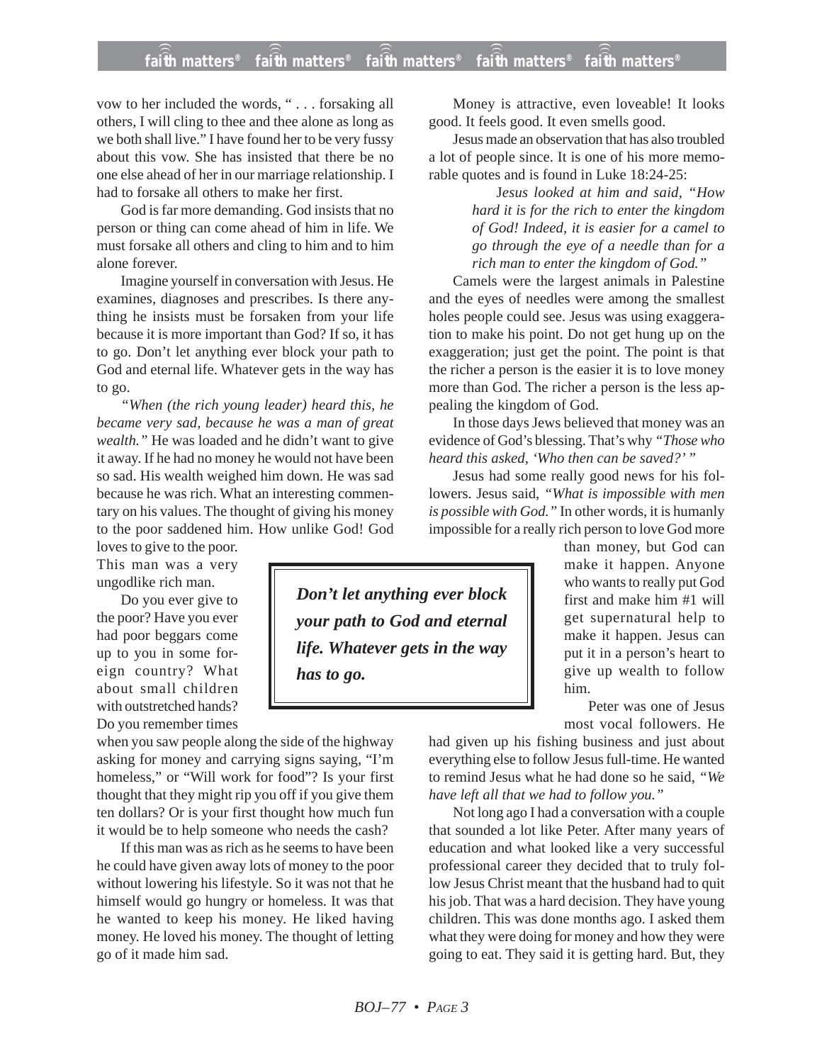vow to her included the words, " . . . forsaking all others, I will cling to thee and thee alone as long as we both shall live." I have found her to be very fussy about this vow. She has insisted that there be no one else ahead of her in our marriage relationship. I had to forsake all others to make her first.

God is far more demanding. God insists that no person or thing can come ahead of him in life. We must forsake all others and cling to him and to him alone forever.

Imagine yourself in conversation with Jesus. He examines, diagnoses and prescribes. Is there anything he insists must be forsaken from your life because it is more important than God? If so, it has to go. Don't let anything ever block your path to God and eternal life. Whatever gets in the way has to go.

*"When (the rich young leader) heard this, he became very sad, because he was a man of great wealth."* He was loaded and he didn't want to give it away. If he had no money he would not have been so sad. His wealth weighed him down. He was sad because he was rich. What an interesting commentary on his values. The thought of giving his money to the poor saddened him. How unlike God! God loves to give to the poor. This man was a very ungodlike rich man.

Do you ever give to the poor? Have you ever had poor beggars come up to you in some foreign country? What about small children with outstretched hands? Do you remember times when you saw people along the side of the highway asking for money and carrying signs saying, "I'm homeless," or "Will work for food"? Is your first thought that they might rip you off if you give them ten dollars? Or is your first thought how much fun it would be to help someone who needs the cash?

If this man was as rich as he seems to have been he could have given away lots of money to the poor without lowering his lifestyle. So it was not that he himself would go hungry or homeless. It was that he wanted to keep his money. He liked having money. He loved his money. The thought of letting go of it made him sad.

> ***Don't let anything ever block your path to God and eternal life. Whatever gets in the way has to go.***

Money is attractive, even loveable! It looks good. It feels good. It even smells good.

Jesus made an observation that has also troubled a lot of people since. It is one of his more memorable quotes and is found in Luke 18:24-25:

> *Jesus looked at him and said, "How hard it is for the rich to enter the kingdom of God! Indeed, it is easier for a camel to go through the eye of a needle than for a rich man to enter the kingdom of God."*

Camels were the largest animals in Palestine and the eyes of needles were among the smallest holes people could see. Jesus was using exaggeration to make his point. Do not get hung up on the exaggeration; just get the point. The point is that the richer a person is the easier it is to love money more than God. The richer a person is the less appealing the kingdom of God.

In those days Jews believed that money was an evidence of God's blessing. That's why *"Those who heard this asked, 'Who then can be saved?'"*

Jesus had some really good news for his followers. Jesus said, *"What is impossible with men is possible with God."* In other words, it is humanly impossible for a really rich person to love God more than money, but God can make it happen. Anyone who wants to really put God first and make him #1 will get supernatural help to make it happen. Jesus can put it in a person's heart to give up wealth to follow him.

Peter was one of Jesus most vocal followers. He had given up his fishing business and just about everything else to follow Jesus full-time. He wanted to remind Jesus what he had done so he said, *"We have left all that we had to follow you."*

Not long ago I had a conversation with a couple that sounded a lot like Peter. After many years of education and what looked like a very successful professional career they decided that to truly follow Jesus Christ meant that the husband had to quit his job. That was a hard decision. They have young children. This was done months ago. I asked them what they were doing for money and how they were going to eat. They said it is getting hard. But, they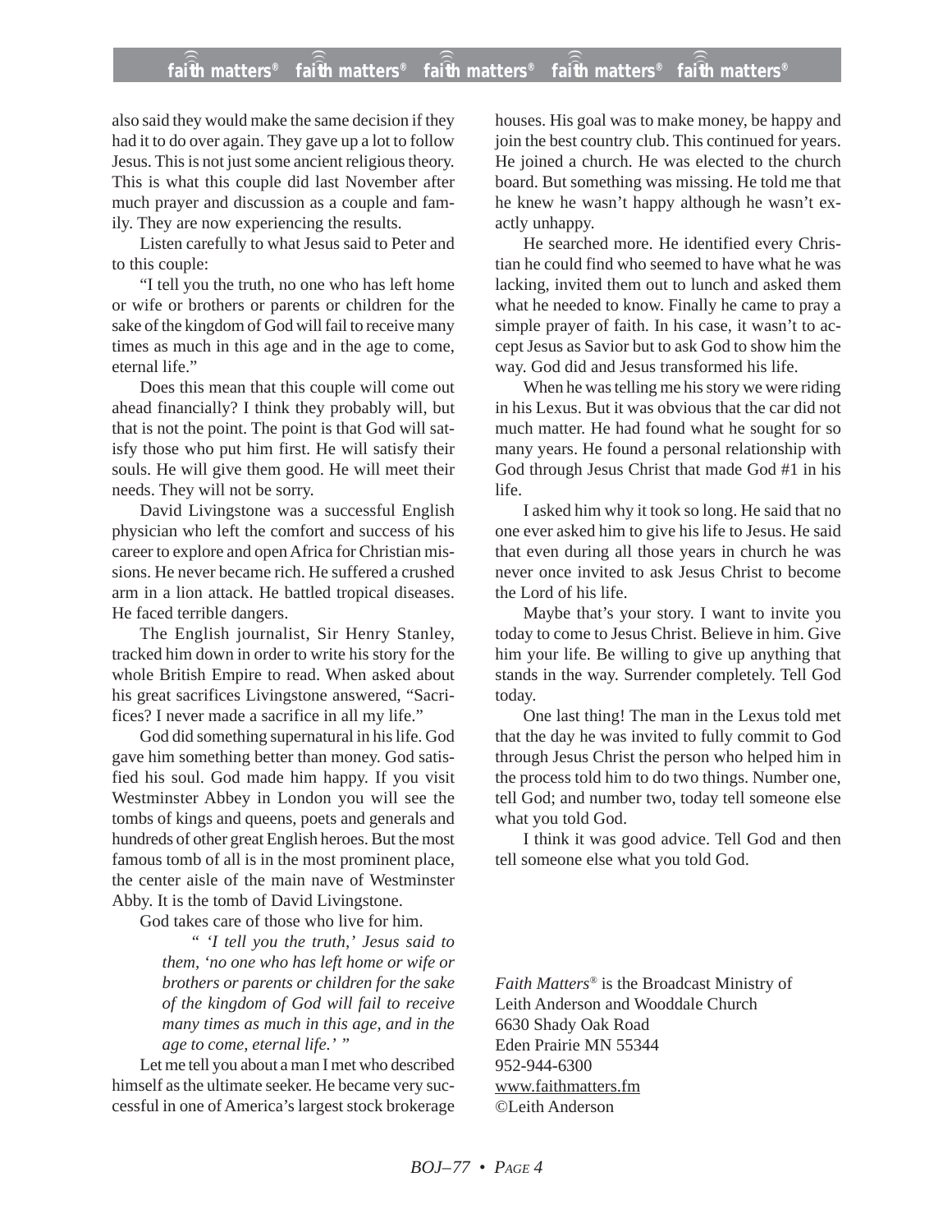also said they would make the same decision if they had it to do over again. They gave up a lot to follow Jesus. This is not just some ancient religious theory. This is what this couple did last November after much prayer and discussion as a couple and family. They are now experiencing the results.

Listen carefully to what Jesus said to Peter and to this couple:

"I tell you the truth, no one who has left home or wife or brothers or parents or children for the sake of the kingdom of God will fail to receive many times as much in this age and in the age to come, eternal life."

Does this mean that this couple will come out ahead financially? I think they probably will, but that is not the point. The point is that God will satisfy those who put him first. He will satisfy their souls. He will give them good. He will meet their needs. They will not be sorry.

David Livingstone was a successful English physician who left the comfort and success of his career to explore and open Africa for Christian missions. He never became rich. He suffered a crushed arm in a lion attack. He battled tropical diseases. He faced terrible dangers.

The English journalist, Sir Henry Stanley, tracked him down in order to write his story for the whole British Empire to read. When asked about his great sacrifices Livingstone answered, "Sacrifices? I never made a sacrifice in all my life."

God did something supernatural in his life. God gave him something better than money. God satisfied his soul. God made him happy. If you visit Westminster Abbey in London you will see the tombs of kings and queens, poets and generals and hundreds of other great English heroes. But the most famous tomb of all is in the most prominent place, the center aisle of the main nave of Westminster Abby. It is the tomb of David Livingstone.

God takes care of those who live for him.

> *" 'I tell you the truth,' Jesus said to them, 'no one who has left home or wife or brothers or parents or children for the sake of the kingdom of God will fail to receive many times as much in this age, and in the age to come, eternal life.' "*

Let me tell you about a man I met who described himself as the ultimate seeker. He became very successful in one of America's largest stock brokerage houses. His goal was to make money, be happy and join the best country club. This continued for years. He joined a church. He was elected to the church board. But something was missing. He told me that he knew he wasn't happy although he wasn't exactly unhappy.

He searched more. He identified every Christian he could find who seemed to have what he was lacking, invited them out to lunch and asked them what he needed to know. Finally he came to pray a simple prayer of faith. In his case, it wasn't to accept Jesus as Savior but to ask God to show him the way. God did and Jesus transformed his life.

When he was telling me his story we were riding in his Lexus. But it was obvious that the car did not much matter. He had found what he sought for so many years. He found a personal relationship with God through Jesus Christ that made God #1 in his life.

I asked him why it took so long. He said that no one ever asked him to give his life to Jesus. He said that even during all those years in church he was never once invited to ask Jesus Christ to become the Lord of his life.

Maybe that's your story. I want to invite you today to come to Jesus Christ. Believe in him. Give him your life. Be willing to give up anything that stands in the way. Surrender completely. Tell God today.

One last thing! The man in the Lexus told met that the day he was invited to fully commit to God through Jesus Christ the person who helped him in the process told him to do two things. Number one, tell God; and number two, today tell someone else what you told God.

I think it was good advice. Tell God and then tell someone else what you told God.

*Faith Matters*® is the Broadcast Ministry of
Leith Anderson and Wooddale Church
6630 Shady Oak Road
Eden Prairie MN 55344
952-944-6300
www.faithmatters.fm
©Leith Anderson